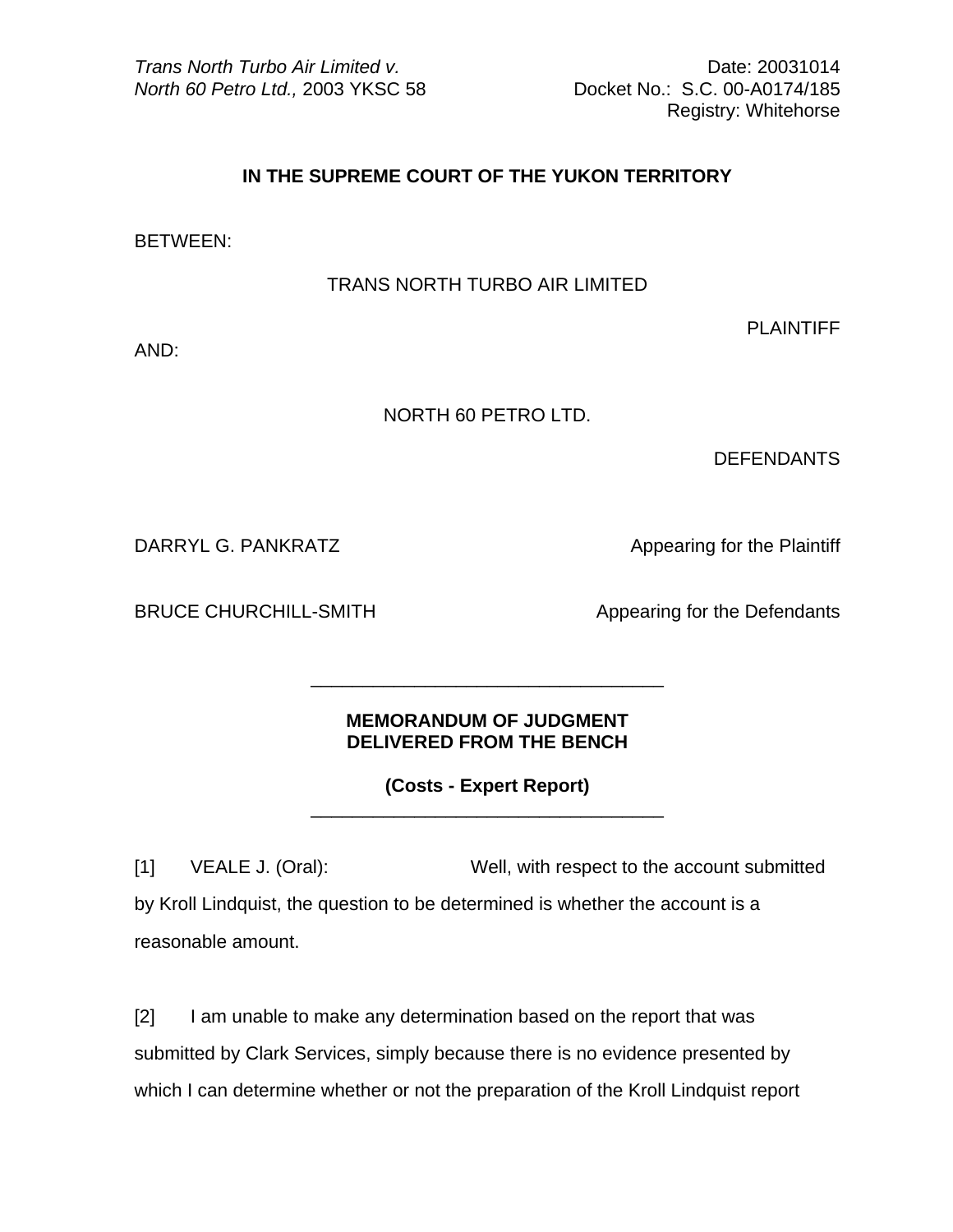*Trans North Turbo Air Limited v. North 60 Petro Ltd.,* 2003 YKSC 58

Date: 20031014
Docket No.: S.C. 00-A0174/185
Registry: Whitehorse

**IN THE SUPREME COURT OF THE YUKON TERRITORY**

BETWEEN:

TRANS NORTH TURBO AIR LIMITED

PLAINTIFF

AND:

NORTH 60 PETRO LTD.

DEFENDANTS

DARRYL G. PANKRATZ — Appearing for the Plaintiff

BRUCE CHURCHILL-SMITH — Appearing for the Defendants

---

**MEMORANDUM OF JUDGMENT DELIVERED FROM THE BENCH**

**(Costs - Expert Report)**

---

[1] VEALE J. (Oral): Well, with respect to the account submitted by Kroll Lindquist, the question to be determined is whether the account is a reasonable amount.

[2] I am unable to make any determination based on the report that was submitted by Clark Services, simply because there is no evidence presented by which I can determine whether or not the preparation of the Kroll Lindquist report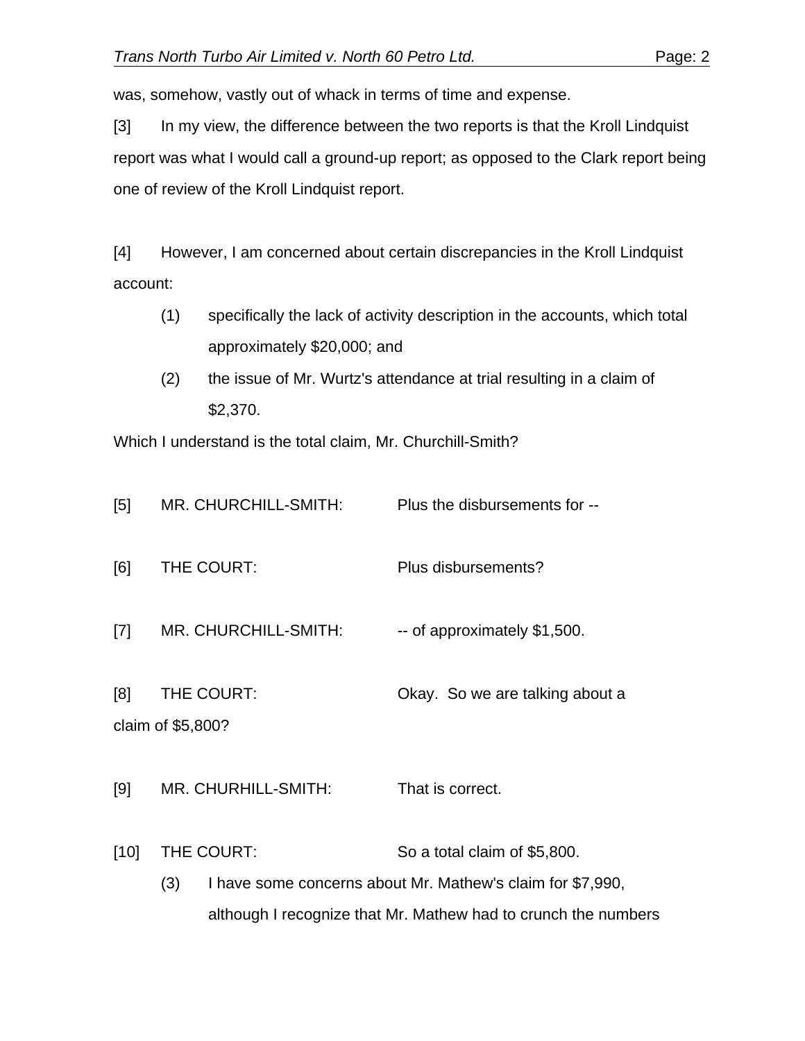was, somehow, vastly out of whack in terms of time and expense.

[3] In my view, the difference between the two reports is that the Kroll Lindquist report was what I would call a ground-up report; as opposed to the Clark report being one of review of the Kroll Lindquist report.

[4] However, I am concerned about certain discrepancies in the Kroll Lindquist account:

(1) specifically the lack of activity description in the accounts, which total approximately $20,000; and

(2) the issue of Mr. Wurtz's attendance at trial resulting in a claim of $2,370.

Which I understand is the total claim, Mr. Churchill-Smith?

[5] MR. CHURCHILL-SMITH: Plus the disbursements for --

[6] THE COURT: Plus disbursements?

[7] MR. CHURCHILL-SMITH: -- of approximately $1,500.

[8] THE COURT: Okay. So we are talking about a claim of $5,800?

[9] MR. CHURHILL-SMITH: That is correct.

[10] THE COURT: So a total claim of $5,800.

(3) I have some concerns about Mr. Mathew's claim for $7,990, although I recognize that Mr. Mathew had to crunch the numbers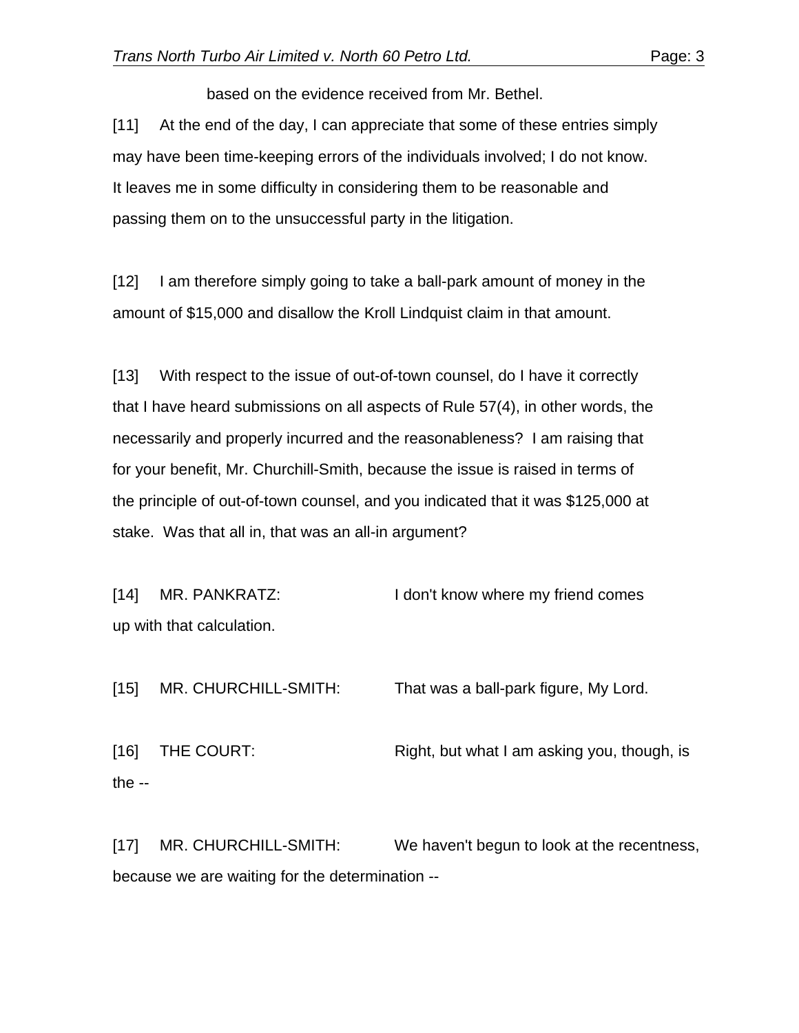based on the evidence received from Mr. Bethel.

[11] At the end of the day, I can appreciate that some of these entries simply may have been time-keeping errors of the individuals involved; I do not know. It leaves me in some difficulty in considering them to be reasonable and passing them on to the unsuccessful party in the litigation.

[12] I am therefore simply going to take a ball-park amount of money in the amount of $15,000 and disallow the Kroll Lindquist claim in that amount.

[13] With respect to the issue of out-of-town counsel, do I have it correctly that I have heard submissions on all aspects of Rule 57(4), in other words, the necessarily and properly incurred and the reasonableness? I am raising that for your benefit, Mr. Churchill-Smith, because the issue is raised in terms of the principle of out-of-town counsel, and you indicated that it was $125,000 at stake. Was that all in, that was an all-in argument?

[14] MR. PANKRATZ: I don't know where my friend comes up with that calculation.

[15] MR. CHURCHILL-SMITH: That was a ball-park figure, My Lord.

[16] THE COURT: Right, but what I am asking you, though, is the --

[17] MR. CHURCHILL-SMITH: We haven't begun to look at the recentness, because we are waiting for the determination --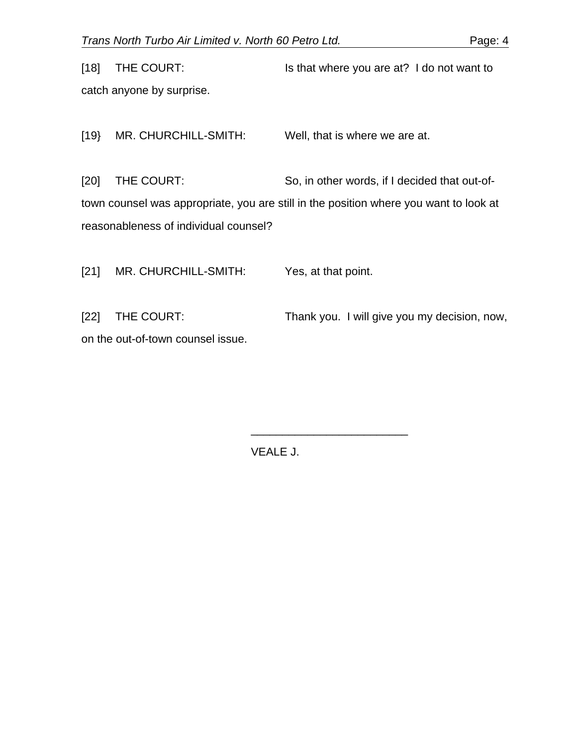[18] THE COURT: Is that where you are at? I do not want to catch anyone by surprise.

[19} MR. CHURCHILL-SMITH: Well, that is where we are at.

[20] THE COURT: So, in other words, if I decided that out-of-town counsel was appropriate, you are still in the position where you want to look at reasonableness of individual counsel?

[21] MR. CHURCHILL-SMITH: Yes, at that point.

[22] THE COURT: Thank you. I will give you my decision, now, on the out-of-town counsel issue.

\_\_\_\_\_\_\_\_\_\_\_\_\_\_\_\_\_\_\_\_\_\_\_\_\_\_

VEALE J.